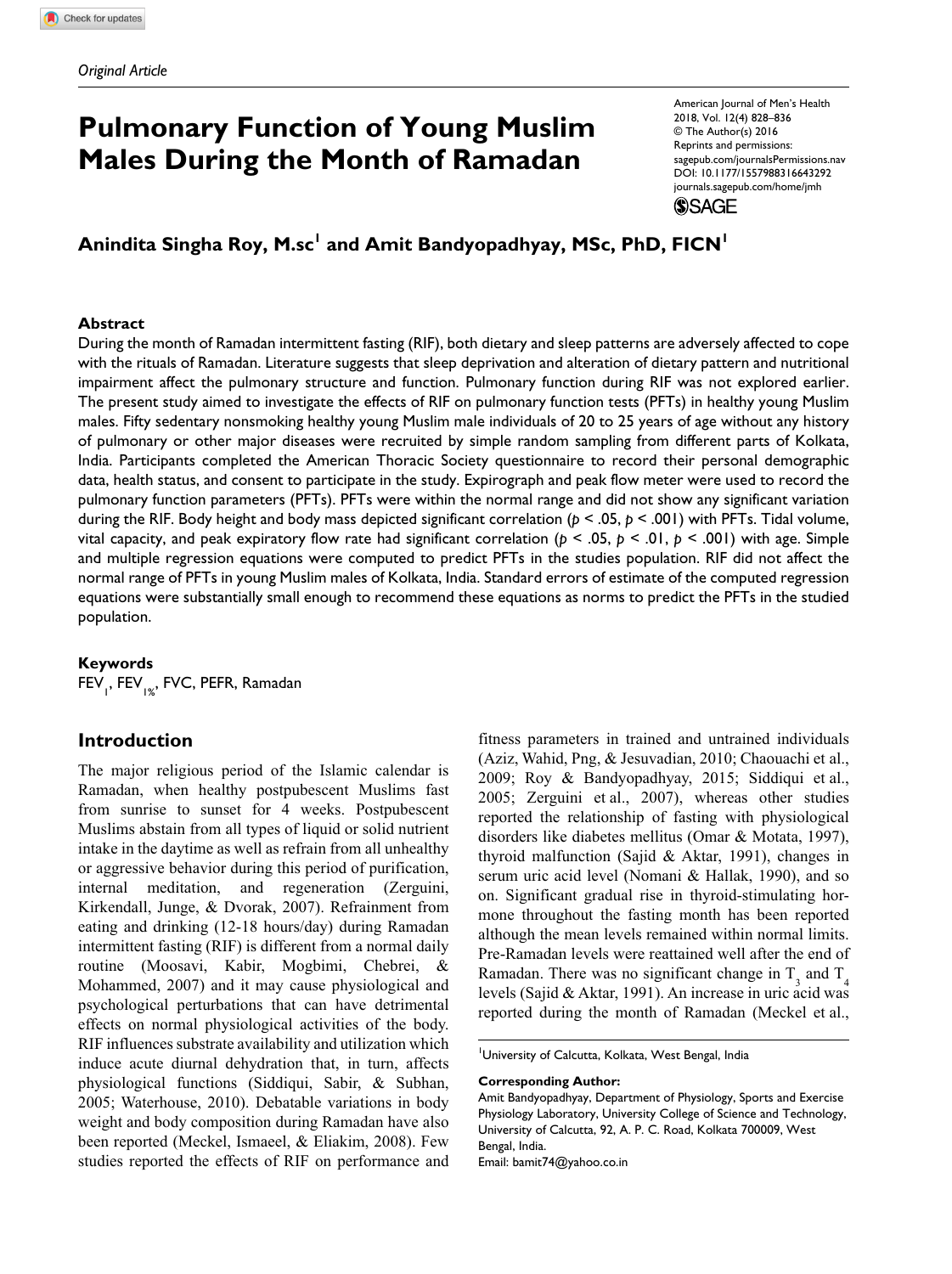Original Article

# Pulmonary Function of Young Muslim Males During the Month of Ramadan

American Journal of Men's Health
2018, Vol. 12(4) 828–836
© The Author(s) 2016
Reprints and permissions: sagepub.com/journalsPermissions.nav
DOI: 10.1177/1557988316643292
journals.sagepub.com/home/jmh

**Anindita Singha Roy, M.sc[1] and Amit Bandyopadhyay, MSc, PhD, FICN[1]**

## Abstract

During the month of Ramadan intermittent fasting (RIF), both dietary and sleep patterns are adversely affected to cope with the rituals of Ramadan. Literature suggests that sleep deprivation and alteration of dietary pattern and nutritional impairment affect the pulmonary structure and function. Pulmonary function during RIF was not explored earlier. The present study aimed to investigate the effects of RIF on pulmonary function tests (PFTs) in healthy young Muslim males. Fifty sedentary nonsmoking healthy young Muslim male individuals of 20 to 25 years of age without any history of pulmonary or other major diseases were recruited by simple random sampling from different parts of Kolkata, India. Participants completed the American Thoracic Society questionnaire to record their personal demographic data, health status, and consent to participate in the study. Expirograph and peak flow meter were used to record the pulmonary function parameters (PFTs). PFTs were within the normal range and did not show any significant variation during the RIF. Body height and body mass depicted significant correlation ($p < .05$, $p < .001$) with PFTs. Tidal volume, vital capacity, and peak expiratory flow rate had significant correlation ($p < .05$, $p < .01$, $p < .001$) with age. Simple and multiple regression equations were computed to predict PFTs in the studies population. RIF did not affect the normal range of PFTs in young Muslim males of Kolkata, India. Standard errors of estimate of the computed regression equations were substantially small enough to recommend these equations as norms to predict the PFTs in the studied population.

### Keywords

$FEV_1$, $FEV_{1\%}$, FVC, PEFR, Ramadan

## Introduction

The major religious period of the Islamic calendar is Ramadan, when healthy postpubescent Muslims fast from sunrise to sunset for 4 weeks. Postpubescent Muslims abstain from all types of liquid or solid nutrient intake in the daytime as well as refrain from all unhealthy or aggressive behavior during this period of purification, internal meditation, and regeneration (Zerguini, Kirkendall, Junge, & Dvorak, 2007). Refrainment from eating and drinking (12-18 hours/day) during Ramadan intermittent fasting (RIF) is different from a normal daily routine (Moosavi, Kabir, Mogbimi, Chebrei, & Mohammed, 2007) and it may cause physiological and psychological perturbations that can have detrimental effects on normal physiological activities of the body. RIF influences substrate availability and utilization which induce acute diurnal dehydration that, in turn, affects physiological functions (Siddiqui, Sabir, & Subhan, 2005; Waterhouse, 2010). Debatable variations in body weight and body composition during Ramadan have also been reported (Meckel, Ismaeel, & Eliakim, 2008). Few studies reported the effects of RIF on performance and fitness parameters in trained and untrained individuals (Aziz, Wahid, Png, & Jesuvadian, 2010; Chaouachi et al., 2009; Roy & Bandyopadhyay, 2015; Siddiqui et al., 2005; Zerguini et al., 2007), whereas other studies reported the relationship of fasting with physiological disorders like diabetes mellitus (Omar & Motata, 1997), thyroid malfunction (Sajid & Aktar, 1991), changes in serum uric acid level (Nomani & Hallak, 1990), and so on. Significant gradual rise in thyroid-stimulating hormone throughout the fasting month has been reported although the mean levels remained within normal limits. Pre-Ramadan levels were reattained well after the end of Ramadan. There was no significant change in $T_3$ and $T_4$ levels (Sajid & Aktar, 1991). An increase in uric acid was reported during the month of Ramadan (Meckel et al.,

[1]University of Calcutta, Kolkata, West Bengal, India

**Corresponding Author:**
Amit Bandyopadhyay, Department of Physiology, Sports and Exercise Physiology Laboratory, University College of Science and Technology, University of Calcutta, 92, A. P. C. Road, Kolkata 700009, West Bengal, India.
Email: bamit74@yahoo.co.in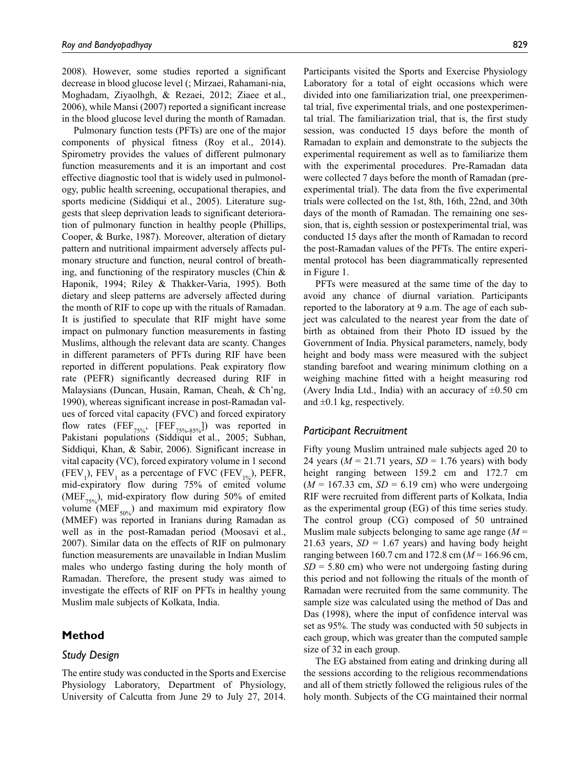2008). However, some studies reported a significant decrease in blood glucose level (; Mirzaei, Rahamani-nia, Moghadam, Ziyaolhgh, & Rezaei, 2012; Ziaee et al., 2006), while Mansi (2007) reported a significant increase in the blood glucose level during the month of Ramadan.

Pulmonary function tests (PFTs) are one of the major components of physical fitness (Roy et al., 2014). Spirometry provides the values of different pulmonary function measurements and it is an important and cost effective diagnostic tool that is widely used in pulmonology, public health screening, occupational therapies, and sports medicine (Siddiqui et al., 2005). Literature suggests that sleep deprivation leads to significant deterioration of pulmonary function in healthy people (Phillips, Cooper, & Burke, 1987). Moreover, alteration of dietary pattern and nutritional impairment adversely affects pulmonary structure and function, neural control of breathing, and functioning of the respiratory muscles (Chin & Haponik, 1994; Riley & Thakker-Varia, 1995). Both dietary and sleep patterns are adversely affected during the month of RIF to cope up with the rituals of Ramadan. It is justified to speculate that RIF might have some impact on pulmonary function measurements in fasting Muslims, although the relevant data are scanty. Changes in different parameters of PFTs during RIF have been reported in different populations. Peak expiratory flow rate (PEFR) significantly decreased during RIF in Malaysians (Duncan, Husain, Raman, Cheah, & Ch'ng, 1990), whereas significant increase in post-Ramadan values of forced vital capacity (FVC) and forced expiratory flow rates ($FEF_{75\%}$, [$FEF_{75\%-85\%}$]) was reported in Pakistani populations (Siddiqui et al., 2005; Subhan, Siddiqui, Khan, & Sabir, 2006). Significant increase in vital capacity (VC), forced expiratory volume in 1 second ($FEV_1$), $FEV_1$ as a percentage of FVC ($FEV_{1\%}$), PEFR, mid-expiratory flow during 75% of emited volume ($MEF_{75\%}$), mid-expiratory flow during 50% of emited volume ($MEF_{50\%}$) and maximum mid expiratory flow (MMEF) was reported in Iranians during Ramadan as well as in the post-Ramadan period (Moosavi et al., 2007). Similar data on the effects of RIF on pulmonary function measurements are unavailable in Indian Muslim males who undergo fasting during the holy month of Ramadan. Therefore, the present study was aimed to investigate the effects of RIF on PFTs in healthy young Muslim male subjects of Kolkata, India.

## Method

### Study Design

The entire study was conducted in the Sports and Exercise Physiology Laboratory, Department of Physiology, University of Calcutta from June 29 to July 27, 2014. Participants visited the Sports and Exercise Physiology Laboratory for a total of eight occasions which were divided into one familiarization trial, one preexperimental trial, five experimental trials, and one postexperimental trial. The familiarization trial, that is, the first study session, was conducted 15 days before the month of Ramadan to explain and demonstrate to the subjects the experimental requirement as well as to familiarize them with the experimental procedures. Pre-Ramadan data were collected 7 days before the month of Ramadan (preexperimental trial). The data from the five experimental trials were collected on the 1st, 8th, 16th, 22nd, and 30th days of the month of Ramadan. The remaining one session, that is, eighth session or postexperimental trial, was conducted 15 days after the month of Ramadan to record the post-Ramadan values of the PFTs. The entire experimental protocol has been diagrammatically represented in Figure 1.

PFTs were measured at the same time of the day to avoid any chance of diurnal variation. Participants reported to the laboratory at 9 a.m. The age of each subject was calculated to the nearest year from the date of birth as obtained from their Photo ID issued by the Government of India. Physical parameters, namely, body height and body mass were measured with the subject standing barefoot and wearing minimum clothing on a weighing machine fitted with a height measuring rod (Avery India Ltd., India) with an accuracy of ±0.50 cm and ±0.1 kg, respectively.

### Participant Recruitment

Fifty young Muslim untrained male subjects aged 20 to 24 years ($M$ = 21.71 years, $SD$ = 1.76 years) with body height ranging between 159.2 cm and 172.7 cm ($M$ = 167.33 cm, $SD$ = 6.19 cm) who were undergoing RIF were recruited from different parts of Kolkata, India as the experimental group (EG) of this time series study. The control group (CG) composed of 50 untrained Muslim male subjects belonging to same age range ($M$ = 21.63 years, $SD$ = 1.67 years) and having body height ranging between 160.7 cm and 172.8 cm ($M$ = 166.96 cm, $SD$ = 5.80 cm) who were not undergoing fasting during this period and not following the rituals of the month of Ramadan were recruited from the same community. The sample size was calculated using the method of Das and Das (1998), where the input of confidence interval was set as 95%. The study was conducted with 50 subjects in each group, which was greater than the computed sample size of 32 in each group.

The EG abstained from eating and drinking during all the sessions according to the religious recommendations and all of them strictly followed the religious rules of the holy month. Subjects of the CG maintained their normal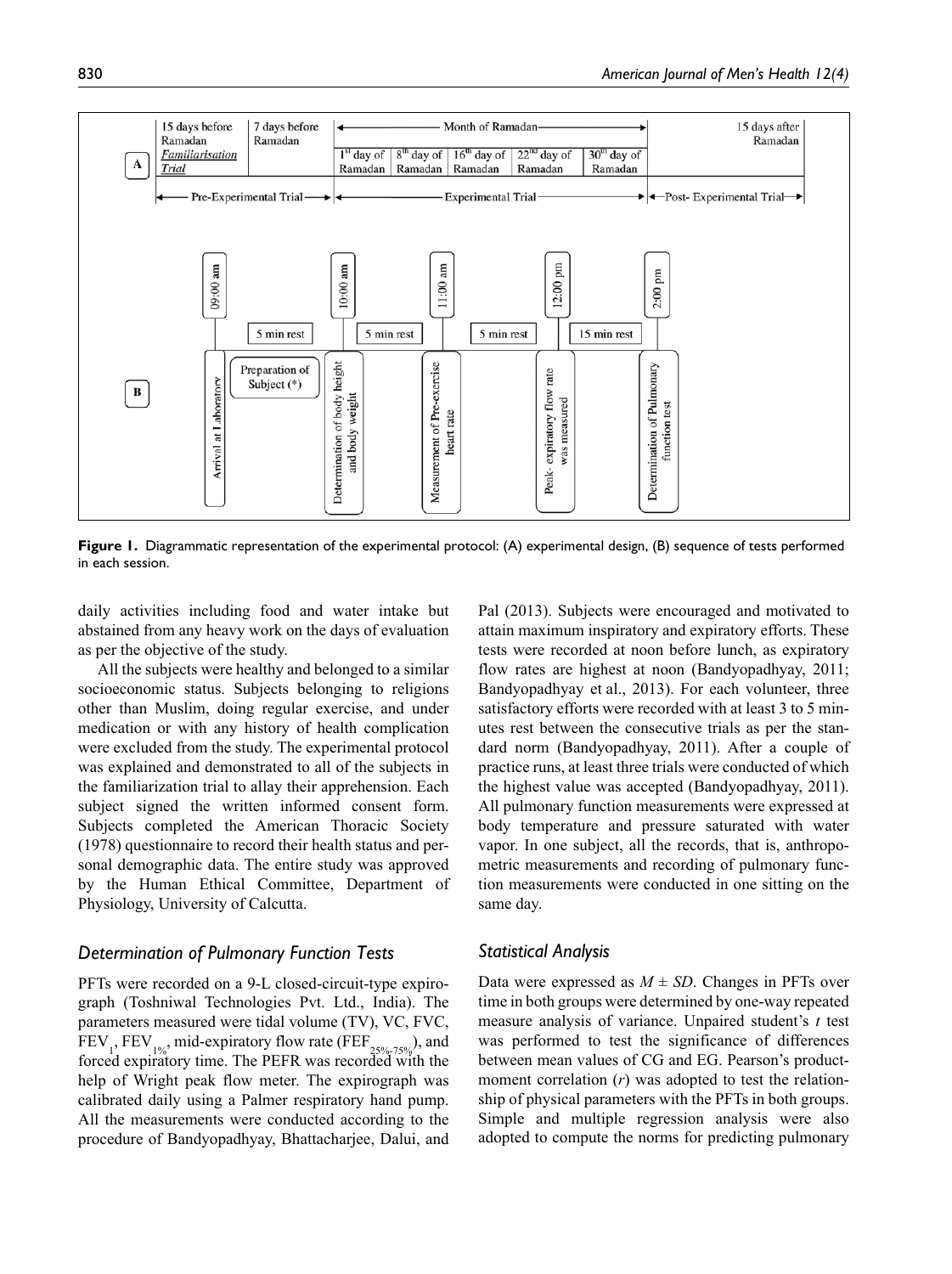**Figure 1.** Diagrammatic representation of the experimental protocol: (A) experimental design, (B) sequence of tests performed in each session.

daily activities including food and water intake but abstained from any heavy work on the days of evaluation as per the objective of the study.

All the subjects were healthy and belonged to a similar socioeconomic status. Subjects belonging to religions other than Muslim, doing regular exercise, and under medication or with any history of health complication were excluded from the study. The experimental protocol was explained and demonstrated to all of the subjects in the familiarization trial to allay their apprehension. Each subject signed the written informed consent form. Subjects completed the American Thoracic Society (1978) questionnaire to record their health status and personal demographic data. The entire study was approved by the Human Ethical Committee, Department of Physiology, University of Calcutta.

## Determination of Pulmonary Function Tests

PFTs were recorded on a 9-L closed-circuit-type expirograph (Toshniwal Technologies Pvt. Ltd., India). The parameters measured were tidal volume (TV), VC, FVC, $FEV_1$, $FEV_{1\%}$, mid-expiratory flow rate ($FEF_{25\%-75\%}$), and forced expiratory time. The PEFR was recorded with the help of Wright peak flow meter. The expirograph was calibrated daily using a Palmer respiratory hand pump. All the measurements were conducted according to the procedure of Bandyopadhyay, Bhattacharjee, Dalui, and Pal (2013). Subjects were encouraged and motivated to attain maximum inspiratory and expiratory efforts. These tests were recorded at noon before lunch, as expiratory flow rates are highest at noon (Bandyopadhyay, 2011; Bandyopadhyay et al., 2013). For each volunteer, three satisfactory efforts were recorded with at least 3 to 5 minutes rest between the consecutive trials as per the standard norm (Bandyopadhyay, 2011). After a couple of practice runs, at least three trials were conducted of which the highest value was accepted (Bandyopadhyay, 2011). All pulmonary function measurements were expressed at body temperature and pressure saturated with water vapor. In one subject, all the records, that is, anthropometric measurements and recording of pulmonary function measurements were conducted in one sitting on the same day.

## Statistical Analysis

Data were expressed as $M \pm SD$. Changes in PFTs over time in both groups were determined by one-way repeated measure analysis of variance. Unpaired student's $t$ test was performed to test the significance of differences between mean values of CG and EG. Pearson's product-moment correlation ($r$) was adopted to test the relationship of physical parameters with the PFTs in both groups. Simple and multiple regression analysis were also adopted to compute the norms for predicting pulmonary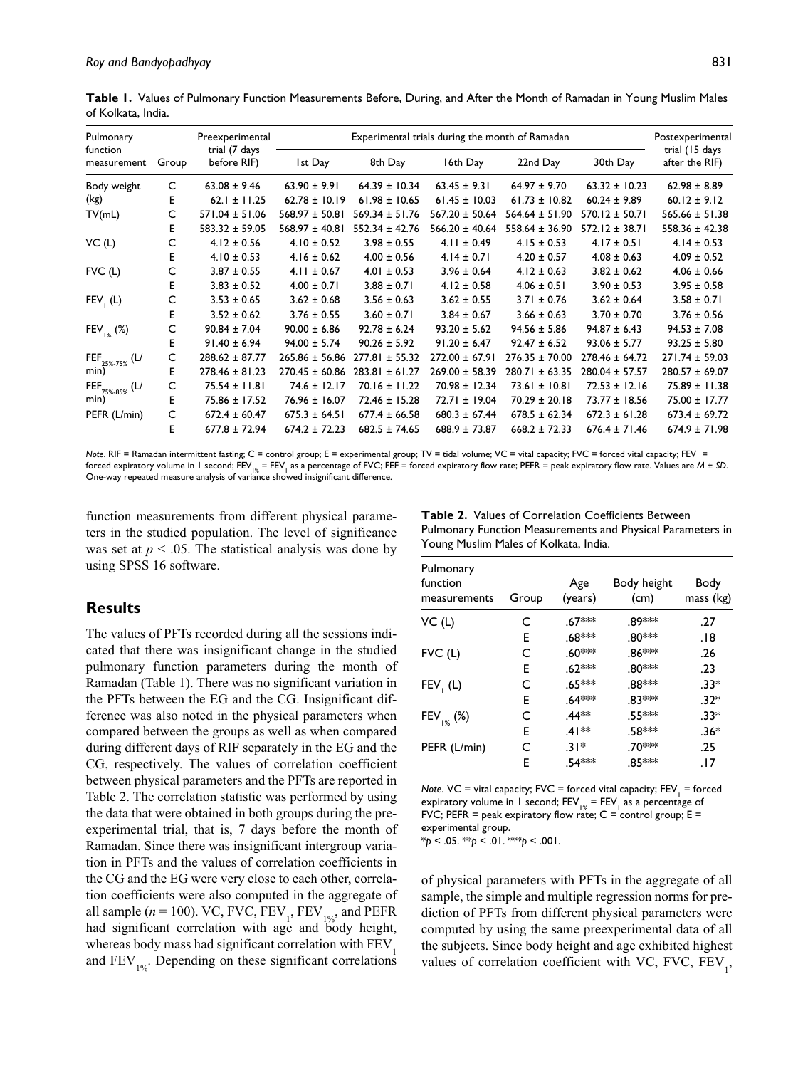**Table 1.** Values of Pulmonary Function Measurements Before, During, and After the Month of Ramadan in Young Muslim Males of Kolkata, India.

| Pulmonary function measurement | Group | Preexperimental trial (7 days before RIF) | Experimental trials during the month of Ramadan | | | | | Postexperimental trial (15 days after the RIF) |
|---|---|---|---|---|---|---|---|---|
| | | | 1st Day | 8th Day | 16th Day | 22nd Day | 30th Day | |
| Body weight (kg) | C | 63.08 ± 9.46 | 63.90 ± 9.91 | 64.39 ± 10.34 | 63.45 ± 9.31 | 64.97 ± 9.70 | 63.32 ± 10.23 | 62.98 ± 8.89 |
| | E | 62.1 ± 11.25 | 62.78 ± 10.19 | 61.98 ± 10.65 | 61.45 ± 10.03 | 61.73 ± 10.82 | 60.24 ± 9.89 | 60.12 ± 9.12 |
| TV(mL) | C | 571.04 ± 51.06 | 568.97 ± 50.81 | 569.34 ± 51.76 | 567.20 ± 50.64 | 564.64 ± 51.90 | 570.12 ± 50.71 | 565.66 ± 51.38 |
| | E | 583.32 ± 59.05 | 568.97 ± 40.81 | 552.34 ± 42.76 | 566.20 ± 40.64 | 558.64 ± 36.90 | 572.12 ± 38.71 | 558.36 ± 42.38 |
| VC (L) | C | 4.12 ± 0.56 | 4.10 ± 0.52 | 3.98 ± 0.55 | 4.11 ± 0.49 | 4.15 ± 0.53 | 4.17 ± 0.51 | 4.14 ± 0.53 |
| | E | 4.10 ± 0.53 | 4.16 ± 0.62 | 4.00 ± 0.56 | 4.14 ± 0.71 | 4.20 ± 0.57 | 4.08 ± 0.63 | 4.09 ± 0.52 |
| FVC (L) | C | 3.87 ± 0.55 | 4.11 ± 0.67 | 4.01 ± 0.53 | 3.96 ± 0.64 | 4.12 ± 0.63 | 3.82 ± 0.62 | 4.06 ± 0.66 |
| | E | 3.83 ± 0.52 | 4.00 ± 0.71 | 3.88 ± 0.71 | 4.12 ± 0.58 | 4.06 ± 0.51 | 3.90 ± 0.53 | 3.95 ± 0.58 |
| $FEV_1$ (L) | C | 3.53 ± 0.65 | 3.62 ± 0.68 | 3.56 ± 0.63 | 3.62 ± 0.55 | 3.71 ± 0.76 | 3.62 ± 0.64 | 3.58 ± 0.71 |
| | E | 3.52 ± 0.62 | 3.76 ± 0.55 | 3.60 ± 0.71 | 3.84 ± 0.67 | 3.66 ± 0.63 | 3.70 ± 0.70 | 3.76 ± 0.56 |
| $FEV_{1\%}$ (%) | C | 90.84 ± 7.04 | 90.00 ± 6.86 | 92.78 ± 6.24 | 93.20 ± 5.62 | 94.56 ± 5.86 | 94.87 ± 6.43 | 94.53 ± 7.08 |
| | E | 91.40 ± 6.94 | 94.00 ± 5.74 | 90.26 ± 5.92 | 91.20 ± 6.47 | 92.47 ± 6.52 | 93.06 ± 5.77 | 93.25 ± 5.80 |
| $FEF_{25\%-75\%}$ (L/min) | C | 288.62 ± 87.77 | 265.86 ± 56.86 | 277.81 ± 55.32 | 272.00 ± 67.91 | 276.35 ± 70.00 | 278.46 ± 64.72 | 271.74 ± 59.03 |
| | E | 278.46 ± 81.23 | 270.45 ± 60.86 | 283.81 ± 61.27 | 269.00 ± 58.39 | 280.71 ± 63.35 | 280.04 ± 57.57 | 280.57 ± 69.07 |
| $FEF_{75\%-85\%}$ (L/min) | C | 75.54 ± 11.81 | 74.6 ± 12.17 | 70.16 ± 11.22 | 70.98 ± 12.34 | 73.61 ± 10.81 | 72.53 ± 12.16 | 75.89 ± 11.38 |
| | E | 75.86 ± 17.52 | 76.96 ± 16.07 | 72.46 ± 15.28 | 72.71 ± 19.04 | 70.29 ± 20.18 | 73.77 ± 18.56 | 75.00 ± 17.77 |
| PEFR (L/min) | C | 672.4 ± 60.47 | 675.3 ± 64.51 | 677.4 ± 66.58 | 680.3 ± 67.44 | 678.5 ± 62.34 | 672.3 ± 61.28 | 673.4 ± 69.72 |
| | E | 677.8 ± 72.94 | 674.2 ± 72.23 | 682.5 ± 74.65 | 688.9 ± 73.87 | 668.2 ± 72.33 | 676.4 ± 71.46 | 674.9 ± 71.98 |

*Note.* RIF = Ramadan intermittent fasting; C = control group; E = experimental group; TV = tidal volume; VC = vital capacity; FVC = forced vital capacity; $FEV_1$ = forced expiratory volume in 1 second; $FEV_{1\%}$ = $FEV_1$ as a percentage of FVC; FEF = forced expiratory flow rate; PEFR = peak expiratory flow rate. Values are $M \pm SD$. One-way repeated measure analysis of variance showed insignificant difference.

function measurements from different physical parameters in the studied population. The level of significance was set at $p < .05$. The statistical analysis was done by using SPSS 16 software.

## Results

The values of PFTs recorded during all the sessions indicated that there was insignificant change in the studied pulmonary function parameters during the month of Ramadan (Table 1). There was no significant variation in the PFTs between the EG and the CG. Insignificant difference was also noted in the physical parameters when compared between the groups as well as when compared during different days of RIF separately in the EG and the CG, respectively. The values of correlation coefficient between physical parameters and the PFTs are reported in Table 2. The correlation statistic was performed by using the data that were obtained in both groups during the preexperimental trial, that is, 7 days before the month of Ramadan. Since there was insignificant intergroup variation in PFTs and the values of correlation coefficients in the CG and the EG were very close to each other, correlation coefficients were also computed in the aggregate of all sample ($n = 100$). VC, FVC, $FEV_1$, $FEV_{1\%}$, and PEFR had significant correlation with age and body height, whereas body mass had significant correlation with $FEV_1$ and $FEV_{1\%}$. Depending on these significant correlations of physical parameters with PFTs in the aggregate of all sample, the simple and multiple regression norms for prediction of PFTs from different physical parameters were computed by using the same preexperimental data of all the subjects. Since body height and age exhibited highest values of correlation coefficient with VC, FVC, $FEV_1$,

**Table 2.** Values of Correlation Coefficients Between Pulmonary Function Measurements and Physical Parameters in Young Muslim Males of Kolkata, India.

| Pulmonary function measurements | Group | Age (years) | Body height (cm) | Body mass (kg) |
|---|---|---|---|---|
| VC (L) | C | .67*** | .89*** | .27 |
| | E | .68*** | .80*** | .18 |
| FVC (L) | C | .60*** | .86*** | .26 |
| | E | .62*** | .80*** | .23 |
| $FEV_1$ (L) | C | .65*** | .88*** | .33* |
| | E | .64*** | .83*** | .32* |
| $FEV_{1\%}$ (%) | C | .44** | .55*** | .33* |
| | E | .41** | .58*** | .36* |
| PEFR (L/min) | C | .31* | .70*** | .25 |
| | E | .54*** | .85*** | .17 |

*Note.* VC = vital capacity; FVC = forced vital capacity; $FEV_1$ = forced expiratory volume in 1 second; $FEV_{1\%}$ = $FEV_1$ as a percentage of FVC; PEFR = peak expiratory flow rate; C = control group; E = experimental group.
*$p < .05$. **$p < .01$. ***$p < .001$.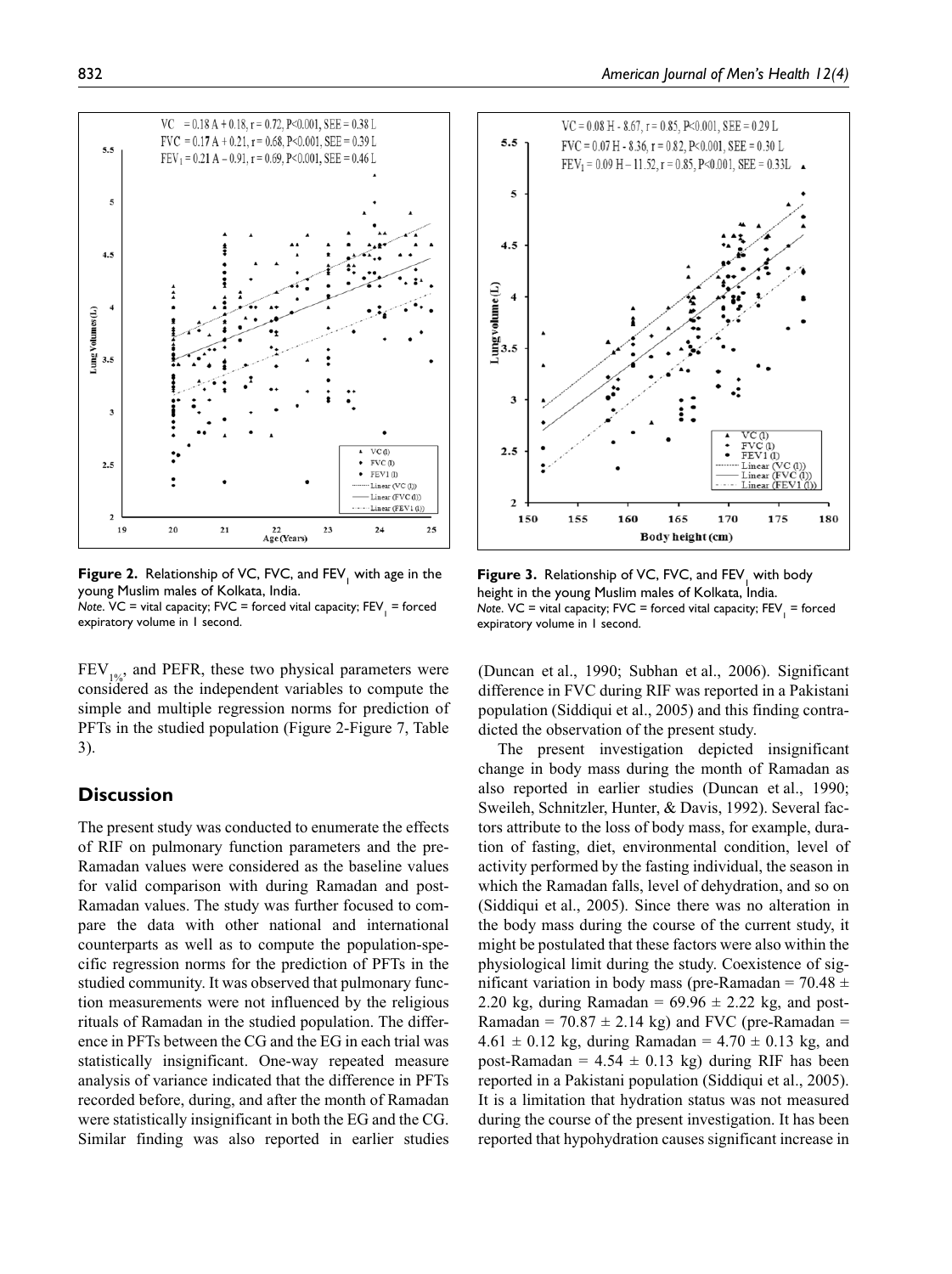**Figure 2.** Relationship of VC, FVC, and $FEV_1$ with age in the young Muslim males of Kolkata, India.
*Note*. VC = vital capacity; FVC = forced vital capacity; $FEV_1$ = forced expiratory volume in 1 second.

**Figure 3.** Relationship of VC, FVC, and $FEV_1$ with body height in the young Muslim males of Kolkata, India.
*Note*. VC = vital capacity; FVC = forced vital capacity; $FEV_1$ = forced expiratory volume in 1 second.

$FEV_{1\%}$, and PEFR, these two physical parameters were considered as the independent variables to compute the simple and multiple regression norms for prediction of PFTs in the studied population (Figure 2-Figure 7, Table 3).

## Discussion

The present study was conducted to enumerate the effects of RIF on pulmonary function parameters and the pre-Ramadan values were considered as the baseline values for valid comparison with during Ramadan and post-Ramadan values. The study was further focused to compare the data with other national and international counterparts as well as to compute the population-specific regression norms for the prediction of PFTs in the studied community. It was observed that pulmonary function measurements were not influenced by the religious rituals of Ramadan in the studied population. The difference in PFTs between the CG and the EG in each trial was statistically insignificant. One-way repeated measure analysis of variance indicated that the difference in PFTs recorded before, during, and after the month of Ramadan were statistically insignificant in both the EG and the CG. Similar finding was also reported in earlier studies (Duncan et al., 1990; Subhan et al., 2006). Significant difference in FVC during RIF was reported in a Pakistani population (Siddiqui et al., 2005) and this finding contradicted the observation of the present study.

The present investigation depicted insignificant change in body mass during the month of Ramadan as also reported in earlier studies (Duncan et al., 1990; Sweileh, Schnitzler, Hunter, & Davis, 1992). Several factors attribute to the loss of body mass, for example, duration of fasting, diet, environmental condition, level of activity performed by the fasting individual, the season in which the Ramadan falls, level of dehydration, and so on (Siddiqui et al., 2005). Since there was no alteration in the body mass during the course of the current study, it might be postulated that these factors were also within the physiological limit during the study. Coexistence of significant variation in body mass (pre-Ramadan = 70.48 ± 2.20 kg, during Ramadan = 69.96 ± 2.22 kg, and post-Ramadan = 70.87 ± 2.14 kg) and FVC (pre-Ramadan = 4.61 ± 0.12 kg, during Ramadan = 4.70 ± 0.13 kg, and post-Ramadan = 4.54 ± 0.13 kg) during RIF has been reported in a Pakistani population (Siddiqui et al., 2005). It is a limitation that hydration status was not measured during the course of the present investigation. It has been reported that hypohydration causes significant increase in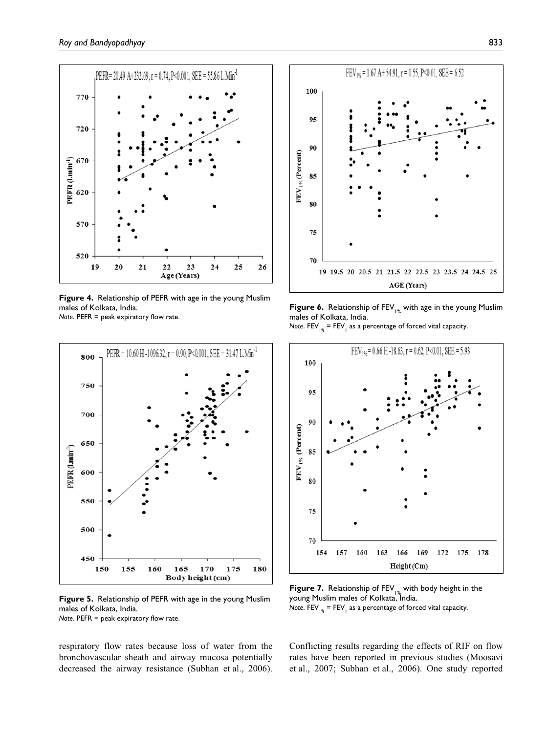**Figure 4.** Relationship of PEFR with age in the young Muslim males of Kolkata, India.
*Note*. PEFR = peak expiratory flow rate.

**Figure 5.** Relationship of PEFR with age in the young Muslim males of Kolkata, India.
*Note*. PEFR = peak expiratory flow rate.

**Figure 6.** Relationship of $FEV_{1\%}$ with age in the young Muslim males of Kolkata, India.
*Note*. $FEV_{1\%}$ = $FEV_1$ as a percentage of forced vital capacity.

**Figure 7.** Relationship of $FEV_{1\%}$ with body height in the young Muslim males of Kolkata, India.
*Note*. $FEV_{1\%}$ = $FEV_1$ as a percentage of forced vital capacity.

respiratory flow rates because loss of water from the bronchovascular sheath and airway mucosa potentially decreased the airway resistance (Subhan et al., 2006). Conflicting results regarding the effects of RIF on flow rates have been reported in previous studies (Moosavi et al., 2007; Subhan et al., 2006). One study reported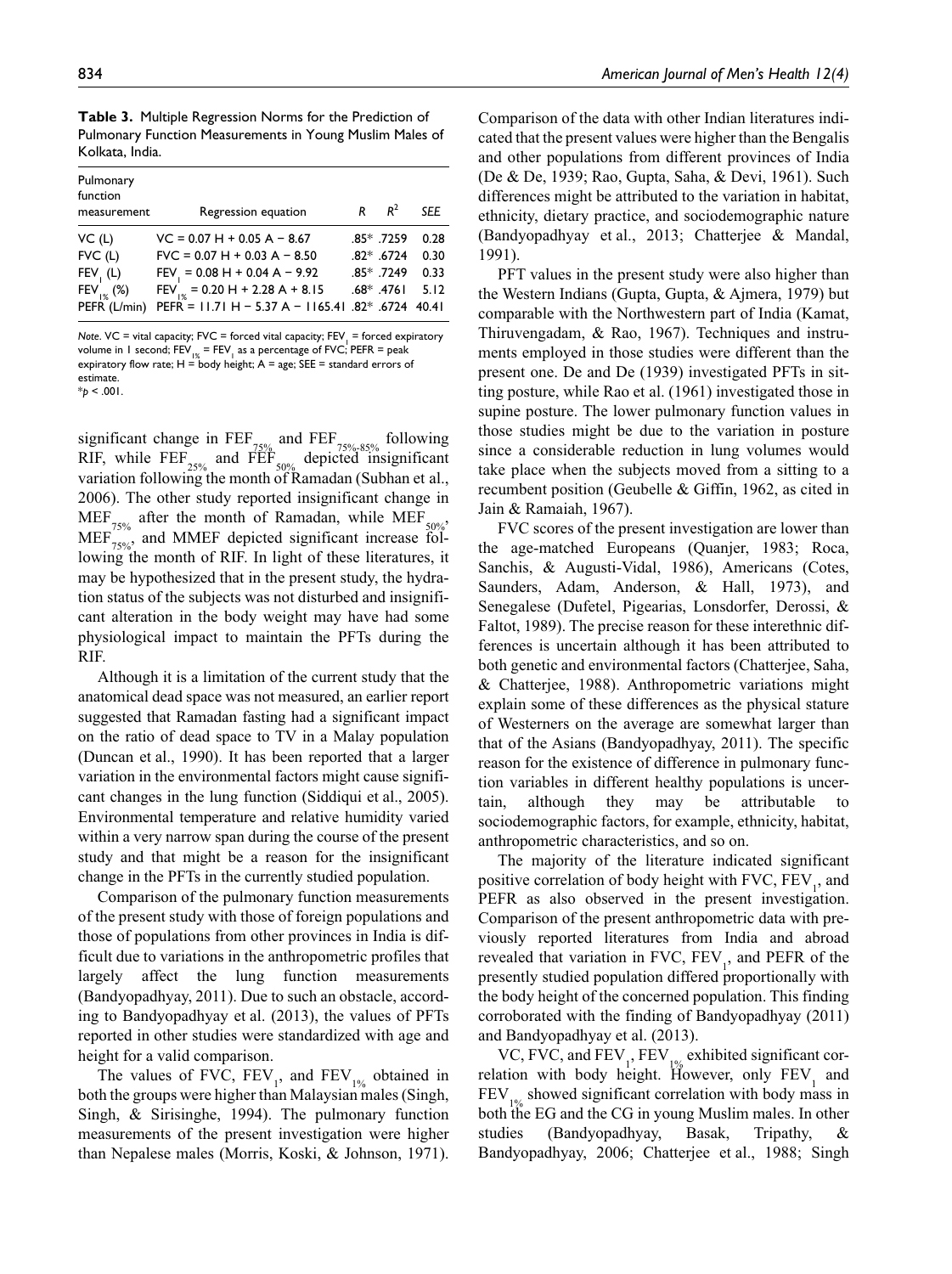**Table 3.** Multiple Regression Norms for the Prediction of Pulmonary Function Measurements in Young Muslim Males of Kolkata, India.

| Pulmonary function measurement | Regression equation | $R$ | $R^2$ | SEE |
|---|---|---|---|---|
| VC (L) | VC = 0.07 H + 0.05 A − 8.67 | .85* | .7259 | 0.28 |
| FVC (L) | FVC = 0.07 H + 0.03 A − 8.50 | .82* | .6724 | 0.30 |
| $FEV_1$ (L) | $FEV_1$ = 0.08 H + 0.04 A − 9.92 | .85* | .7249 | 0.33 |
| $FEV_{1\%}$ (%) | $FEV_{1\%}$ = 0.20 H + 2.28 A + 8.15 | .68* | .4761 | 5.12 |
| PEFR (L/min) | PEFR = 11.71 H − 5.37 A − 1165.41 | .82* | .6724 | 40.41 |

*Note.* VC = vital capacity; FVC = forced vital capacity; $FEV_1$ = forced expiratory volume in 1 second; $FEV_{1\%}$ = $FEV_1$ as a percentage of FVC; PEFR = peak expiratory flow rate; H = body height; A = age; SEE = standard errors of estimate.
*$p$ < .001.

significant change in $FEF_{75\%}$ and $FEF_{75\%-85\%}$ following RIF, while $FEF_{25\%}$ and $FEF_{50\%}$ depicted insignificant variation following the month of Ramadan (Subhan et al., 2006). The other study reported insignificant change in $MEF_{75\%}$ after the month of Ramadan, while $MEF_{50\%}$, $MEF_{75\%}$, and MMEF depicted significant increase following the month of RIF. In light of these literatures, it may be hypothesized that in the present study, the hydration status of the subjects was not disturbed and insignificant alteration in the body weight may have had some physiological impact to maintain the PFTs during the RIF.

Although it is a limitation of the current study that the anatomical dead space was not measured, an earlier report suggested that Ramadan fasting had a significant impact on the ratio of dead space to TV in a Malay population (Duncan et al., 1990). It has been reported that a larger variation in the environmental factors might cause significant changes in the lung function (Siddiqui et al., 2005). Environmental temperature and relative humidity varied within a very narrow span during the course of the present study and that might be a reason for the insignificant change in the PFTs in the currently studied population.

Comparison of the pulmonary function measurements of the present study with those of foreign populations and those of populations from other provinces in India is difficult due to variations in the anthropometric profiles that largely affect the lung function measurements (Bandyopadhyay, 2011). Due to such an obstacle, according to Bandyopadhyay et al. (2013), the values of PFTs reported in other studies were standardized with age and height for a valid comparison.

The values of FVC, $FEV_1$, and $FEV_{1\%}$ obtained in both the groups were higher than Malaysian males (Singh, Singh, & Sirisinghe, 1994). The pulmonary function measurements of the present investigation were higher than Nepalese males (Morris, Koski, & Johnson, 1971). Comparison of the data with other Indian literatures indicated that the present values were higher than the Bengalis and other populations from different provinces of India (De & De, 1939; Rao, Gupta, Saha, & Devi, 1961). Such differences might be attributed to the variation in habitat, ethnicity, dietary practice, and sociodemographic nature (Bandyopadhyay et al., 2013; Chatterjee & Mandal, 1991).

PFT values in the present study were also higher than the Western Indians (Gupta, Gupta, & Ajmera, 1979) but comparable with the Northwestern part of India (Kamat, Thiruvengadam, & Rao, 1967). Techniques and instruments employed in those studies were different than the present one. De and De (1939) investigated PFTs in sitting posture, while Rao et al. (1961) investigated those in supine posture. The lower pulmonary function values in those studies might be due to the variation in posture since a considerable reduction in lung volumes would take place when the subjects moved from a sitting to a recumbent position (Geubelle & Giffin, 1962, as cited in Jain & Ramaiah, 1967).

FVC scores of the present investigation are lower than the age-matched Europeans (Quanjer, 1983; Roca, Sanchis, & Augusti-Vidal, 1986), Americans (Cotes, Saunders, Adam, Anderson, & Hall, 1973), and Senegalese (Dufetel, Pigearias, Lonsdorfer, Derossi, & Faltot, 1989). The precise reason for these interethnic differences is uncertain although it has been attributed to both genetic and environmental factors (Chatterjee, Saha, & Chatterjee, 1988). Anthropometric variations might explain some of these differences as the physical stature of Westerners on the average are somewhat larger than that of the Asians (Bandyopadhyay, 2011). The specific reason for the existence of difference in pulmonary function variables in different healthy populations is uncertain, although they may be attributable to sociodemographic factors, for example, ethnicity, habitat, anthropometric characteristics, and so on.

The majority of the literature indicated significant positive correlation of body height with FVC, $FEV_1$, and PEFR as also observed in the present investigation. Comparison of the present anthropometric data with previously reported literatures from India and abroad revealed that variation in FVC, $FEV_1$, and PEFR of the presently studied population differed proportionally with the body height of the concerned population. This finding corroborated with the finding of Bandyopadhyay (2011) and Bandyopadhyay et al. (2013).

VC, FVC, and $FEV_1$, $FEV_{1\%}$ exhibited significant correlation with body height. However, only $FEV_1$ and $FEV_{1\%}$ showed significant correlation with body mass in both the EG and the CG in young Muslim males. In other studies (Bandyopadhyay, Basak, Tripathy, & Bandyopadhyay, 2006; Chatterjee et al., 1988; Singh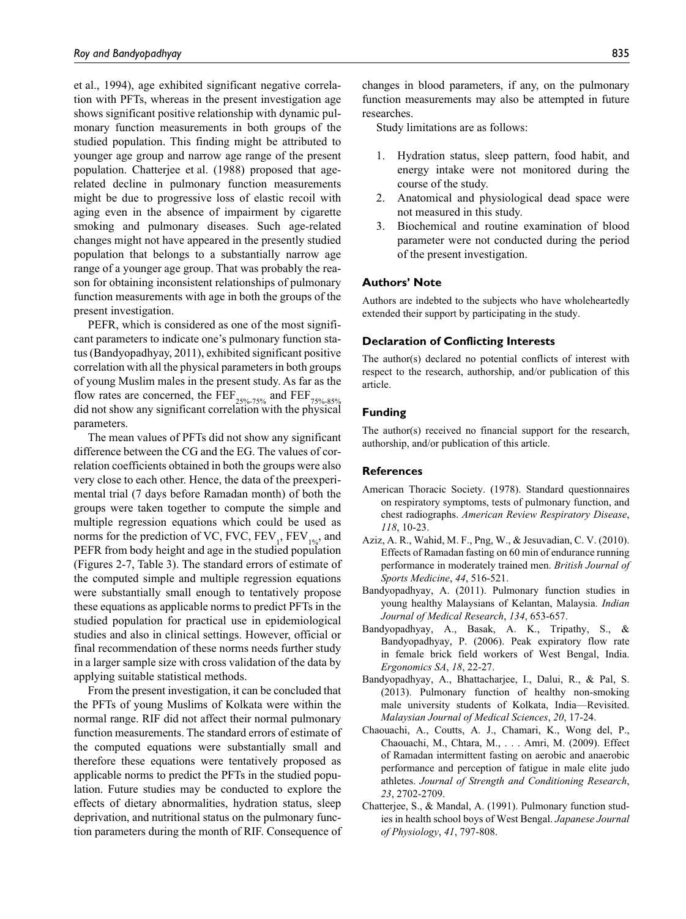et al., 1994), age exhibited significant negative correlation with PFTs, whereas in the present investigation age shows significant positive relationship with dynamic pulmonary function measurements in both groups of the studied population. This finding might be attributed to younger age group and narrow age range of the present population. Chatterjee et al. (1988) proposed that age-related decline in pulmonary function measurements might be due to progressive loss of elastic recoil with aging even in the absence of impairment by cigarette smoking and pulmonary diseases. Such age-related changes might not have appeared in the presently studied population that belongs to a substantially narrow age range of a younger age group. That was probably the reason for obtaining inconsistent relationships of pulmonary function measurements with age in both the groups of the present investigation.

PEFR, which is considered as one of the most significant parameters to indicate one's pulmonary function status (Bandyopadhyay, 2011), exhibited significant positive correlation with all the physical parameters in both groups of young Muslim males in the present study. As far as the flow rates are concerned, the $FEF_{25\%-75\%}$ and $FEF_{75\%-85\%}$ did not show any significant correlation with the physical parameters.

The mean values of PFTs did not show any significant difference between the CG and the EG. The values of correlation coefficients obtained in both the groups were also very close to each other. Hence, the data of the preexperimental trial (7 days before Ramadan month) of both the groups were taken together to compute the simple and multiple regression equations which could be used as norms for the prediction of VC, FVC, $FEV_1$, $FEV_{1\%}$, and PEFR from body height and age in the studied population (Figures 2-7, Table 3). The standard errors of estimate of the computed simple and multiple regression equations were substantially small enough to tentatively propose these equations as applicable norms to predict PFTs in the studied population for practical use in epidemiological studies and also in clinical settings. However, official or final recommendation of these norms needs further study in a larger sample size with cross validation of the data by applying suitable statistical methods.

From the present investigation, it can be concluded that the PFTs of young Muslims of Kolkata were within the normal range. RIF did not affect their normal pulmonary function measurements. The standard errors of estimate of the computed equations were substantially small and therefore these equations were tentatively proposed as applicable norms to predict the PFTs in the studied population. Future studies may be conducted to explore the effects of dietary abnormalities, hydration status, sleep deprivation, and nutritional status on the pulmonary function parameters during the month of RIF. Consequence of changes in blood parameters, if any, on the pulmonary function measurements may also be attempted in future researches.

Study limitations are as follows:

1. Hydration status, sleep pattern, food habit, and energy intake were not monitored during the course of the study.
2. Anatomical and physiological dead space were not measured in this study.
3. Biochemical and routine examination of blood parameter were not conducted during the period of the present investigation.

### Authors' Note

Authors are indebted to the subjects who have wholeheartedly extended their support by participating in the study.

### Declaration of Conflicting Interests

The author(s) declared no potential conflicts of interest with respect to the research, authorship, and/or publication of this article.

### Funding

The author(s) received no financial support for the research, authorship, and/or publication of this article.

### References

American Thoracic Society. (1978). Standard questionnaires on respiratory symptoms, tests of pulmonary function, and chest radiographs. *American Review Respiratory Disease*, *118*, 10-23.

Aziz, A. R., Wahid, M. F., Png, W., & Jesuvadian, C. V. (2010). Effects of Ramadan fasting on 60 min of endurance running performance in moderately trained men. *British Journal of Sports Medicine*, *44*, 516-521.

Bandyopadhyay, A. (2011). Pulmonary function studies in young healthy Malaysians of Kelantan, Malaysia. *Indian Journal of Medical Research*, *134*, 653-657.

Bandyopadhyay, A., Basak, A. K., Tripathy, S., & Bandyopadhyay, P. (2006). Peak expiratory flow rate in female brick field workers of West Bengal, India. *Ergonomics SA*, *18*, 22-27.

Bandyopadhyay, A., Bhattacharjee, I., Dalui, R., & Pal, S. (2013). Pulmonary function of healthy non-smoking male university students of Kolkata, India—Revisited. *Malaysian Journal of Medical Sciences*, *20*, 17-24.

Chaouachi, A., Coutts, A. J., Chamari, K., Wong del, P., Chaouachi, M., Chtara, M., . . . Amri, M. (2009). Effect of Ramadan intermittent fasting on aerobic and anaerobic performance and perception of fatigue in male elite judo athletes. *Journal of Strength and Conditioning Research*, *23*, 2702-2709.

Chatterjee, S., & Mandal, A. (1991). Pulmonary function studies in health school boys of West Bengal. *Japanese Journal of Physiology*, *41*, 797-808.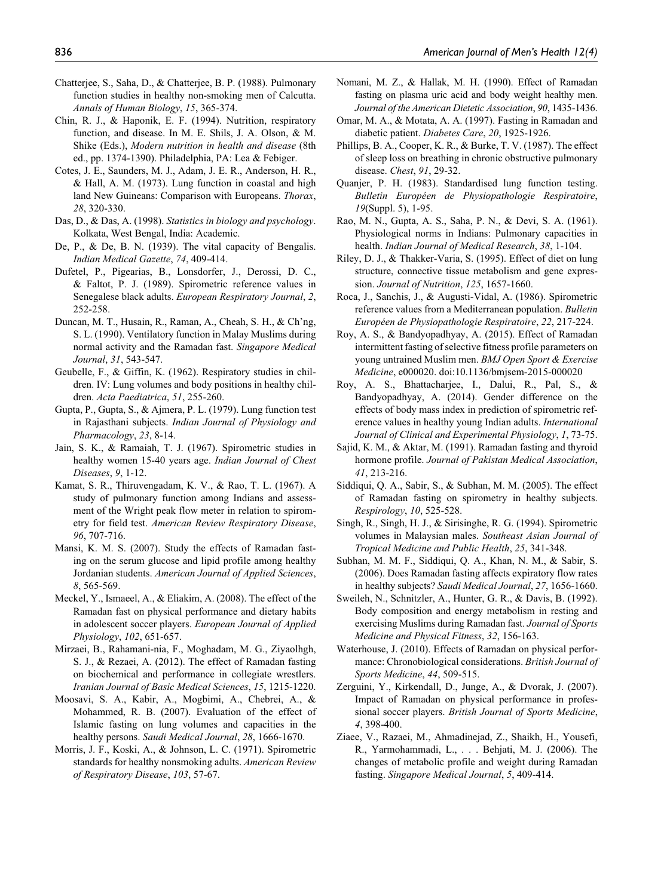Chatterjee, S., Saha, D., & Chatterjee, B. P. (1988). Pulmonary function studies in healthy non-smoking men of Calcutta. *Annals of Human Biology*, *15*, 365-374.

Chin, R. J., & Haponik, E. F. (1994). Nutrition, respiratory function, and disease. In M. E. Shils, J. A. Olson, & M. Shike (Eds.), *Modern nutrition in health and disease* (8th ed., pp. 1374-1390). Philadelphia, PA: Lea & Febiger.

Cotes, J. E., Saunders, M. J., Adam, J. E. R., Anderson, H. R., & Hall, A. M. (1973). Lung function in coastal and high land New Guineans: Comparison with Europeans. *Thorax*, *28*, 320-330.

Das, D., & Das, A. (1998). *Statistics in biology and psychology*. Kolkata, West Bengal, India: Academic.

De, P., & De, B. N. (1939). The vital capacity of Bengalis. *Indian Medical Gazette*, *74*, 409-414.

Dufetel, P., Pigearias, B., Lonsdorfer, J., Derossi, D. C., & Faltot, P. J. (1989). Spirometric reference values in Senegalese black adults. *European Respiratory Journal*, *2*, 252-258.

Duncan, M. T., Husain, R., Raman, A., Cheah, S. H., & Ch'ng, S. L. (1990). Ventilatory function in Malay Muslims during normal activity and the Ramadan fast. *Singapore Medical Journal*, *31*, 543-547.

Geubelle, F., & Giffin, K. (1962). Respiratory studies in children. IV: Lung volumes and body positions in healthy children. *Acta Paediatrica*, *51*, 255-260.

Gupta, P., Gupta, S., & Ajmera, P. L. (1979). Lung function test in Rajasthani subjects. *Indian Journal of Physiology and Pharmacology*, *23*, 8-14.

Jain, S. K., & Ramaiah, T. J. (1967). Spirometric studies in healthy women 15-40 years age. *Indian Journal of Chest Diseases*, *9*, 1-12.

Kamat, S. R., Thiruvengadam, K. V., & Rao, T. L. (1967). A study of pulmonary function among Indians and assessment of the Wright peak flow meter in relation to spirometry for field test. *American Review Respiratory Disease*, *96*, 707-716.

Mansi, K. M. S. (2007). Study the effects of Ramadan fasting on the serum glucose and lipid profile among healthy Jordanian students. *American Journal of Applied Sciences*, *8*, 565-569.

Meckel, Y., Ismaeel, A., & Eliakim, A. (2008). The effect of the Ramadan fast on physical performance and dietary habits in adolescent soccer players. *European Journal of Applied Physiology*, *102*, 651-657.

Mirzaei, B., Rahamani-nia, F., Moghadam, M. G., Ziyaolhgh, S. J., & Rezaei, A. (2012). The effect of Ramadan fasting on biochemical and performance in collegiate wrestlers. *Iranian Journal of Basic Medical Sciences*, *15*, 1215-1220.

Moosavi, S. A., Kabir, A., Mogbimi, A., Chebrei, A., & Mohammed, R. B. (2007). Evaluation of the effect of Islamic fasting on lung volumes and capacities in the healthy persons. *Saudi Medical Journal*, *28*, 1666-1670.

Morris, J. F., Koski, A., & Johnson, L. C. (1971). Spirometric standards for healthy nonsmoking adults. *American Review of Respiratory Disease*, *103*, 57-67.

Nomani, M. Z., & Hallak, M. H. (1990). Effect of Ramadan fasting on plasma uric acid and body weight healthy men. *Journal of the American Dietetic Association*, *90*, 1435-1436.

Omar, M. A., & Motata, A. A. (1997). Fasting in Ramadan and diabetic patient. *Diabetes Care*, *20*, 1925-1926.

Phillips, B. A., Cooper, K. R., & Burke, T. V. (1987). The effect of sleep loss on breathing in chronic obstructive pulmonary disease. *Chest*, *91*, 29-32.

Quanjer, P. H. (1983). Standardised lung function testing. *Bulletin Européen de Physiopathologie Respiratoire*, *19*(Suppl. 5), 1-95.

Rao, M. N., Gupta, A. S., Saha, P. N., & Devi, S. A. (1961). Physiological norms in Indians: Pulmonary capacities in health. *Indian Journal of Medical Research*, *38*, 1-104.

Riley, D. J., & Thakker-Varia, S. (1995). Effect of diet on lung structure, connective tissue metabolism and gene expression. *Journal of Nutrition*, *125*, 1657-1660.

Roca, J., Sanchis, J., & Augusti-Vidal, A. (1986). Spirometric reference values from a Mediterranean population. *Bulletin Européen de Physiopathologie Respiratoire*, *22*, 217-224.

Roy, A. S., & Bandyopadhyay, A. (2015). Effect of Ramadan intermittent fasting of selective fitness profile parameters on young untrained Muslim men. *BMJ Open Sport & Exercise Medicine*, e000020. doi:10.1136/bmjsem-2015-000020

Roy, A. S., Bhattacharjee, I., Dalui, R., Pal, S., & Bandyopadhyay, A. (2014). Gender difference on the effects of body mass index in prediction of spirometric reference values in healthy young Indian adults. *International Journal of Clinical and Experimental Physiology*, *1*, 73-75.

Sajid, K. M., & Aktar, M. (1991). Ramadan fasting and thyroid hormone profile. *Journal of Pakistan Medical Association*, *41*, 213-216.

Siddiqui, Q. A., Sabir, S., & Subhan, M. M. (2005). The effect of Ramadan fasting on spirometry in healthy subjects. *Respirology*, *10*, 525-528.

Singh, R., Singh, H. J., & Sirisinghe, R. G. (1994). Spirometric volumes in Malaysian males. *Southeast Asian Journal of Tropical Medicine and Public Health*, *25*, 341-348.

Subhan, M. M. F., Siddiqui, Q. A., Khan, N. M., & Sabir, S. (2006). Does Ramadan fasting affects expiratory flow rates in healthy subjects? *Saudi Medical Journal*, *27*, 1656-1660.

Sweileh, N., Schnitzler, A., Hunter, G. R., & Davis, B. (1992). Body composition and energy metabolism in resting and exercising Muslims during Ramadan fast. *Journal of Sports Medicine and Physical Fitness*, *32*, 156-163.

Waterhouse, J. (2010). Effects of Ramadan on physical performance: Chronobiological considerations. *British Journal of Sports Medicine*, *44*, 509-515.

Zerguini, Y., Kirkendall, D., Junge, A., & Dvorak, J. (2007). Impact of Ramadan on physical performance in professional soccer players. *British Journal of Sports Medicine*, *4*, 398-400.

Ziaee, V., Razaei, M., Ahmadinejad, Z., Shaikh, H., Yousefi, R., Yarmohammadi, L., . . . Behjati, M. J. (2006). The changes of metabolic profile and weight during Ramadan fasting. *Singapore Medical Journal*, *5*, 409-414.